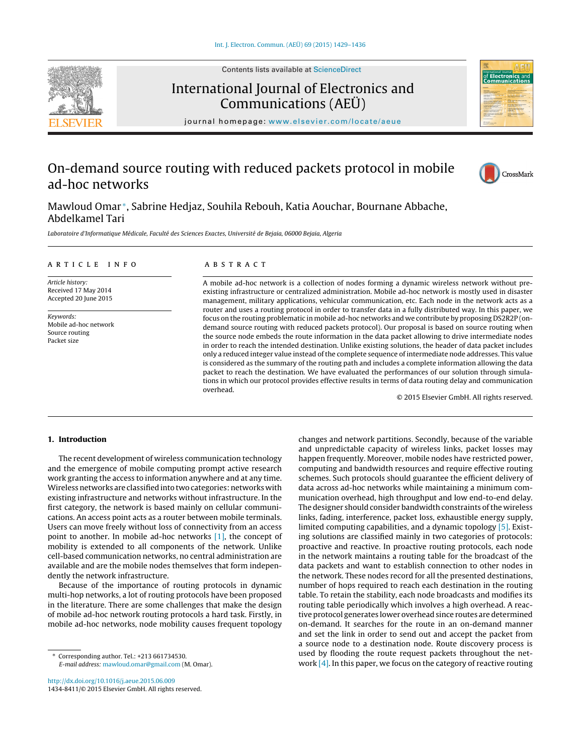# On-demand source routing with reduced packets protocol in mobile ad-hoc networks

Mawloud Omar*, Sabrine Hedjaz, Souhila Rebouh, Katia Aouchar, Bournane Abbache, Abdelkamel Tari

*Laboratoire d'Informatique Médicale, Faculté des Sciences Exactes, Université de Bejaia, 06000 Bejaia, Algeria*

## ARTICLE INFO

*Article history:*
Received 17 May 2014
Accepted 20 June 2015

*Keywords:*
Mobile ad-hoc network
Source routing
Packet size

## ABSTRACT

A mobile ad-hoc network is a collection of nodes forming a dynamic wireless network without pre-existing infrastructure or centralized administration. Mobile ad-hoc network is mostly used in disaster management, military applications, vehicular communication, etc. Each node in the network acts as a router and uses a routing protocol in order to transfer data in a fully distributed way. In this paper, we focus on the routing problematic in mobile ad-hoc networks and we contribute by proposing DS2R2P (on-demand source routing with reduced packets protocol). Our proposal is based on source routing when the source node embeds the route information in the data packet allowing to drive intermediate nodes in order to reach the intended destination. Unlike existing solutions, the header of data packet includes only a reduced integer value instead of the complete sequence of intermediate node addresses. This value is considered as the summary of the routing path and includes a complete information allowing the data packet to reach the destination. We have evaluated the performances of our solution through simulations in which our protocol provides effective results in terms of data routing delay and communication overhead.

© 2015 Elsevier GmbH. All rights reserved.

## 1. Introduction

The recent development of wireless communication technology and the emergence of mobile computing prompt active research work granting the access to information anywhere and at any time. Wireless networks are classified into two categories: networks with existing infrastructure and networks without infrastructure. In the first category, the network is based mainly on cellular communications. An access point acts as a router between mobile terminals. Users can move freely without loss of connectivity from an access point to another. In mobile ad-hoc networks [1], the concept of mobility is extended to all components of the network. Unlike cell-based communication networks, no central administration are available and are the mobile nodes themselves that form independently the network infrastructure.

Because of the importance of routing protocols in dynamic multi-hop networks, a lot of routing protocols have been proposed in the literature. There are some challenges that make the design of mobile ad-hoc network routing protocols a hard task. Firstly, in mobile ad-hoc networks, node mobility causes frequent topology changes and network partitions. Secondly, because of the variable and unpredictable capacity of wireless links, packet losses may happen frequently. Moreover, mobile nodes have restricted power, computing and bandwidth resources and require effective routing schemes. Such protocols should guarantee the efficient delivery of data across ad-hoc networks while maintaining a minimum communication overhead, high throughput and low end-to-end delay. The designer should consider bandwidth constraints of the wireless links, fading, interference, packet loss, exhaustible energy supply, limited computing capabilities, and a dynamic topology [5]. Existing solutions are classified mainly in two categories of protocols: proactive and reactive. In proactive routing protocols, each node in the network maintains a routing table for the broadcast of the data packets and want to establish connection to other nodes in the network. These nodes record for all the presented destinations, number of hops required to reach each destination in the routing table. To retain the stability, each node broadcasts and modifies its routing table periodically which involves a high overhead. A reactive protocol generates lower overhead since routes are determined on-demand. It searches for the route in an on-demand manner and set the link in order to send out and accept the packet from a source node to a destination node. Route discovery process is used by flooding the route request packets throughout the network [4]. In this paper, we focus on the category of reactive routing

* Corresponding author. Tel.: +213 661734530.
*E-mail address:* mawloud.omar@gmail.com (M. Omar).

http://dx.doi.org/10.1016/j.aeue.2015.06.009
1434-8411/© 2015 Elsevier GmbH. All rights reserved.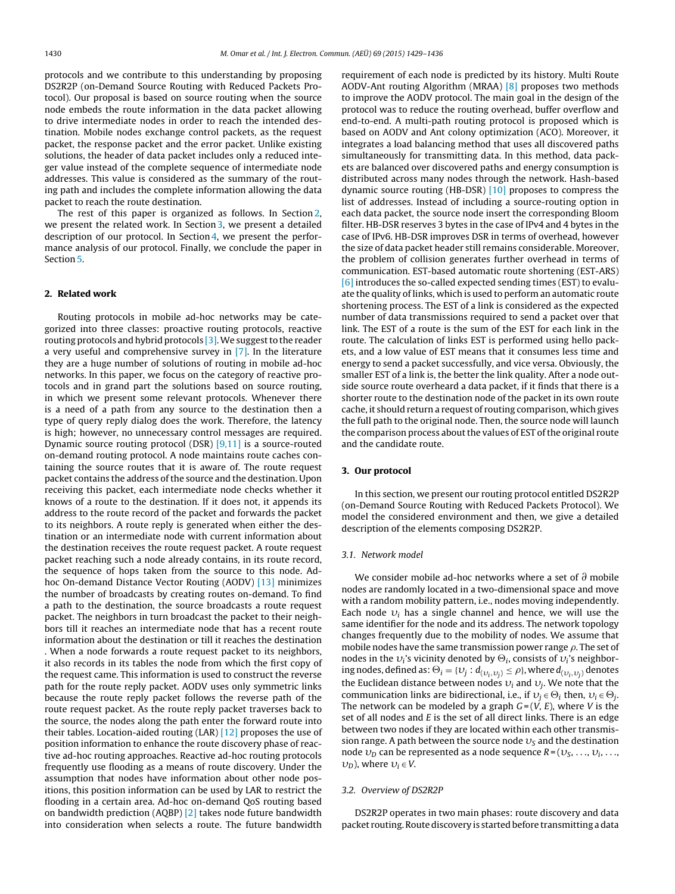protocols and we contribute to this understanding by proposing DS2R2P (on-Demand Source Routing with Reduced Packets Protocol). Our proposal is based on source routing when the source node embeds the route information in the data packet allowing to drive intermediate nodes in order to reach the intended destination. Mobile nodes exchange control packets, as the request packet, the response packet and the error packet. Unlike existing solutions, the header of data packet includes only a reduced integer value instead of the complete sequence of intermediate node addresses. This value is considered as the summary of the routing path and includes the complete information allowing the data packet to reach the route destination.

The rest of this paper is organized as follows. In Section 2, we present the related work. In Section 3, we present a detailed description of our protocol. In Section 4, we present the performance analysis of our protocol. Finally, we conclude the paper in Section 5.

## 2. Related work

Routing protocols in mobile ad-hoc networks may be categorized into three classes: proactive routing protocols, reactive routing protocols and hybrid protocols [3]. We suggest to the reader a very useful and comprehensive survey in [7]. In the literature they are a huge number of solutions of routing in mobile ad-hoc networks. In this paper, we focus on the category of reactive protocols and in grand part the solutions based on source routing, in which we present some relevant protocols. Whenever there is a need of a path from any source to the destination then a type of query reply dialog does the work. Therefore, the latency is high; however, no unnecessary control messages are required. Dynamic source routing protocol (DSR) [9,11] is a source-routed on-demand routing protocol. A node maintains route caches containing the source routes that it is aware of. The route request packet contains the address of the source and the destination. Upon receiving this packet, each intermediate node checks whether it knows of a route to the destination. If it does not, it appends its address to the route record of the packet and forwards the packet to its neighbors. A route reply is generated when either the destination or an intermediate node with current information about the destination receives the route request packet. A route request packet reaching such a node already contains, in its route record, the sequence of hops taken from the source to this node. Ad-hoc On-demand Distance Vector Routing (AODV) [13] minimizes the number of broadcasts by creating routes on-demand. To find a path to the destination, the source broadcasts a route request packet. The neighbors in turn broadcast the packet to their neighbors till it reaches an intermediate node that has a recent route information about the destination or till it reaches the destination . When a node forwards a route request packet to its neighbors, it also records in its tables the node from which the first copy of the request came. This information is used to construct the reverse path for the route reply packet. AODV uses only symmetric links because the route reply packet follows the reverse path of the route request packet. As the route reply packet traverses back to the source, the nodes along the path enter the forward route into their tables. Location-aided routing (LAR) [12] proposes the use of position information to enhance the route discovery phase of reactive ad-hoc routing approaches. Reactive ad-hoc routing protocols frequently use flooding as a means of route discovery. Under the assumption that nodes have information about other node positions, this position information can be used by LAR to restrict the flooding in a certain area. Ad-hoc on-demand QoS routing based on bandwidth prediction (AQBP) [2] takes node future bandwidth into consideration when selects a route. The future bandwidth requirement of each node is predicted by its history. Multi Route AODV-Ant routing Algorithm (MRAA) [8] proposes two methods to improve the AODV protocol. The main goal in the design of the protocol was to reduce the routing overhead, buffer overflow and end-to-end. A multi-path routing protocol is proposed which is based on AODV and Ant colony optimization (ACO). Moreover, it integrates a load balancing method that uses all discovered paths simultaneously for transmitting data. In this method, data packets are balanced over discovered paths and energy consumption is distributed across many nodes through the network. Hash-based dynamic source routing (HB-DSR) [10] proposes to compress the list of addresses. Instead of including a source-routing option in each data packet, the source node insert the corresponding Bloom filter. HB-DSR reserves 3 bytes in the case of IPv4 and 4 bytes in the case of IPv6. HB-DSR improves DSR in terms of overhead, however the size of data packet header still remains considerable. Moreover, the problem of collision generates further overhead in terms of communication. EST-based automatic route shortening (EST-ARS) [6] introduces the so-called expected sending times (EST) to evaluate the quality of links, which is used to perform an automatic route shortening process. The EST of a link is considered as the expected number of data transmissions required to send a packet over that link. The EST of a route is the sum of the EST for each link in the route. The calculation of links EST is performed using hello packets, and a low value of EST means that it consumes less time and energy to send a packet successfully, and vice versa. Obviously, the smaller EST of a link is, the better the link quality. After a node outside source route overheard a data packet, if it finds that there is a shorter route to the destination node of the packet in its own route cache, it should return a request of routing comparison, which gives the full path to the original node. Then, the source node will launch the comparison process about the values of EST of the original route and the candidate route.

## 3. Our protocol

In this section, we present our routing protocol entitled DS2R2P (on-Demand Source Routing with Reduced Packets Protocol). We model the considered environment and then, we give a detailed description of the elements composing DS2R2P.

### 3.1. Network model

We consider mobile ad-hoc networks where a set of $\partial$ mobile nodes are randomly located in a two-dimensional space and move with a random mobility pattern, i.e., nodes moving independently. Each node $\upsilon_i$ has a single channel and hence, we will use the same identifier for the node and its address. The network topology changes frequently due to the mobility of nodes. We assume that mobile nodes have the same transmission power range $\rho$. The set of nodes in the $\upsilon_i$'s vicinity denoted by $\Theta_i$, consists of $\upsilon_i$'s neighboring nodes, defined as: $\Theta_i = \{\upsilon_j : d_{(\upsilon_i,\upsilon_j)} \leq \rho\}$, where $d_{(\upsilon_i,\upsilon_j)}$ denotes the Euclidean distance between nodes $\upsilon_i$ and $\upsilon_j$. We note that the communication links are bidirectional, i.e., if $\upsilon_j \in \Theta_i$ then, $\upsilon_i \in \Theta_j$. The network can be modeled by a graph $G = (V, E)$, where $V$ is the set of all nodes and $E$ is the set of all direct links. There is an edge between two nodes if they are located within each other transmission range. A path between the source node $\upsilon_S$ and the destination node $\upsilon_D$ can be represented as a node sequence $R = (\upsilon_S, \ldots, \upsilon_i, \ldots, \upsilon_D)$, where $\upsilon_i \in V$.

### 3.2. Overview of DS2R2P

DS2R2P operates in two main phases: route discovery and data packet routing. Route discovery is started before transmitting a data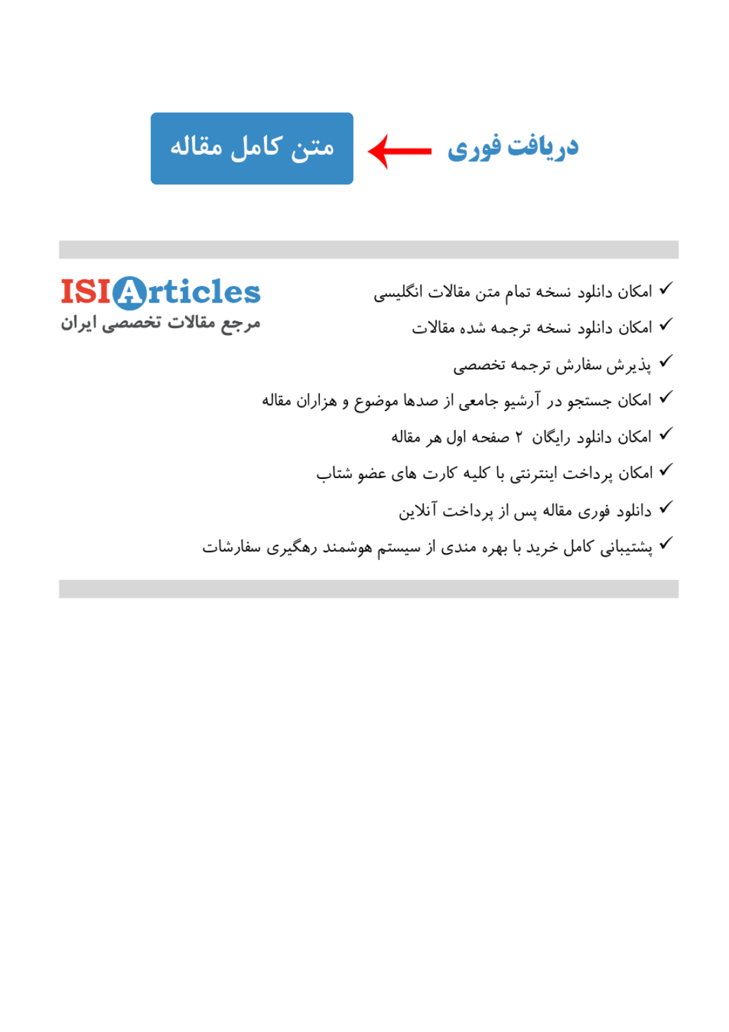دریافت فوری ← متن کامل مقاله

**ISIArticles**
مرجع مقالات تخصصی ایران

- ✓ امکان دانلود نسخه تمام متن مقالات انگلیسی
- ✓ امکان دانلود نسخه ترجمه شده مقالات
- ✓ پذیرش سفارش ترجمه تخصصی
- ✓ امکان جستجو در آرشیو جامعی از صدها موضوع و هزاران مقاله
- ✓ امکان دانلود رایگان ۲ صفحه اول هر مقاله
- ✓ امکان پرداخت اینترنتی با کلیه کارت های عضو شتاب
- ✓ دانلود فوری مقاله پس از پرداخت آنلاین
- ✓ پشتیبانی کامل خرید با بهره مندی از سیستم هوشمند رهگیری سفارشات